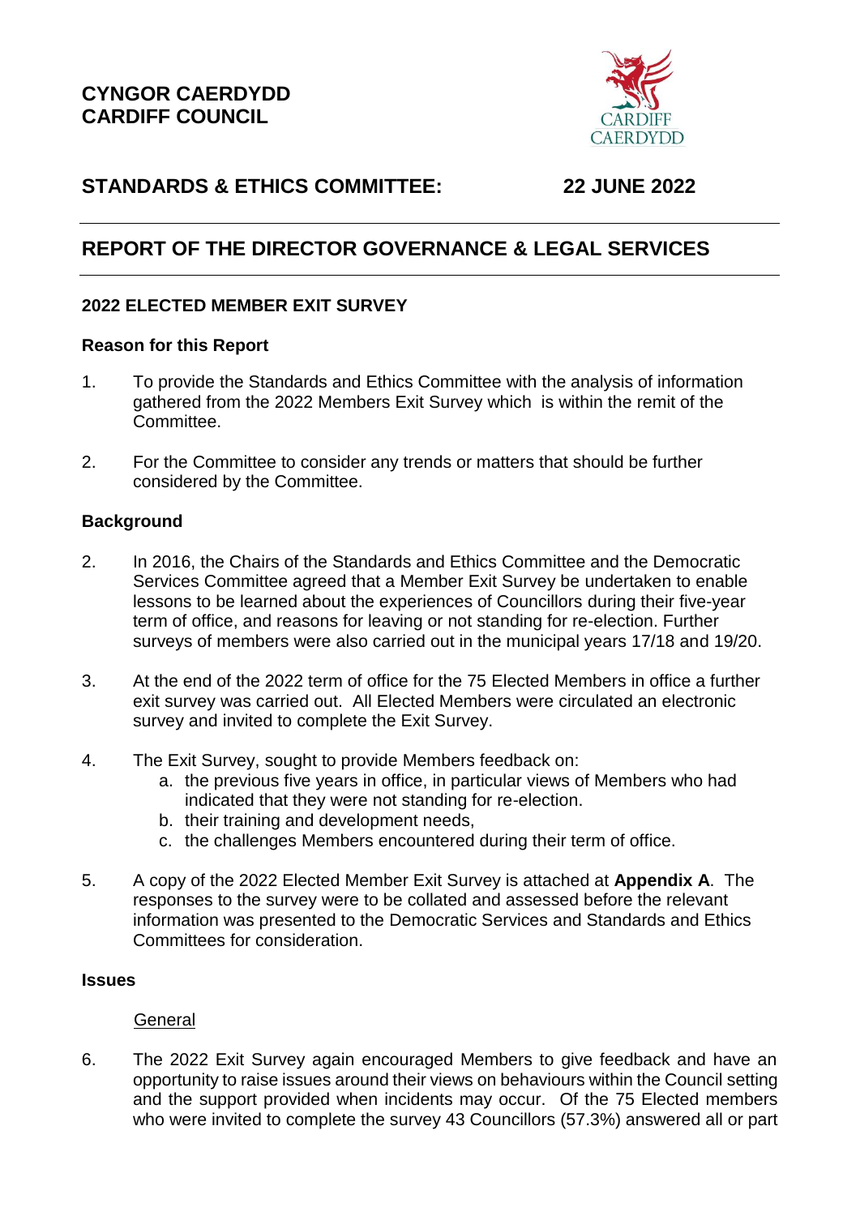**CYNGOR CAERDYDD**
**CARDIFF COUNCIL**

## STANDARDS & ETHICS COMMITTEE: 22 JUNE 2022

## REPORT OF THE DIRECTOR GOVERNANCE & LEGAL SERVICES

### 2022 ELECTED MEMBER EXIT SURVEY

### Reason for this Report

1. To provide the Standards and Ethics Committee with the analysis of information gathered from the 2022 Members Exit Survey which is within the remit of the Committee.

2. For the Committee to consider any trends or matters that should be further considered by the Committee.

### Background

2. In 2016, the Chairs of the Standards and Ethics Committee and the Democratic Services Committee agreed that a Member Exit Survey be undertaken to enable lessons to be learned about the experiences of Councillors during their five-year term of office, and reasons for leaving or not standing for re-election. Further surveys of members were also carried out in the municipal years 17/18 and 19/20.

3. At the end of the 2022 term of office for the 75 Elected Members in office a further exit survey was carried out. All Elected Members were circulated an electronic survey and invited to complete the Exit Survey.

4. The Exit Survey, sought to provide Members feedback on:
   a. the previous five years in office, in particular views of Members who had indicated that they were not standing for re-election.
   b. their training and development needs,
   c. the challenges Members encountered during their term of office.

5. A copy of the 2022 Elected Member Exit Survey is attached at **Appendix A**. The responses to the survey were to be collated and assessed before the relevant information was presented to the Democratic Services and Standards and Ethics Committees for consideration.

### Issues

General

6. The 2022 Exit Survey again encouraged Members to give feedback and have an opportunity to raise issues around their views on behaviours within the Council setting and the support provided when incidents may occur. Of the 75 Elected members who were invited to complete the survey 43 Councillors (57.3%) answered all or part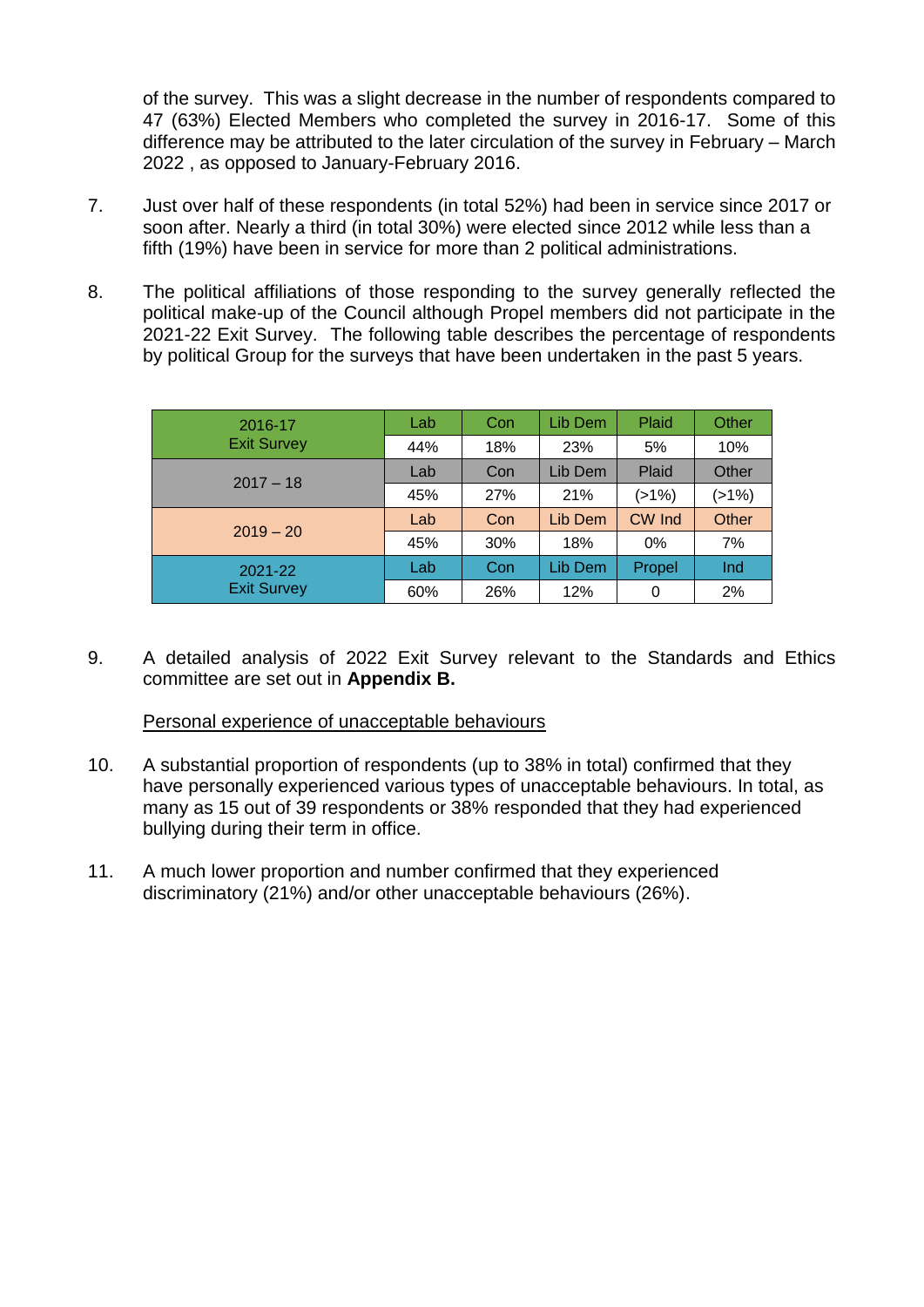of the survey. This was a slight decrease in the number of respondents compared to 47 (63%) Elected Members who completed the survey in 2016-17. Some of this difference may be attributed to the later circulation of the survey in February – March 2022 , as opposed to January-February 2016.

7. Just over half of these respondents (in total 52%) had been in service since 2017 or soon after. Nearly a third (in total 30%) were elected since 2012 while less than a fifth (19%) have been in service for more than 2 political administrations.

8. The political affiliations of those responding to the survey generally reflected the political make-up of the Council although Propel members did not participate in the 2021-22 Exit Survey. The following table describes the percentage of respondents by political Group for the surveys that have been undertaken in the past 5 years.

| Survey | | | | | |
|---|---|---|---|---|---|
| 2016-17 Exit Survey | Lab | Con | Lib Dem | Plaid | Other |
| | 44% | 18% | 23% | 5% | 10% |
| 2017 – 18 | Lab | Con | Lib Dem | Plaid | Other |
| | 45% | 27% | 21% | (>1%) | (>1%) |
| 2019 – 20 | Lab | Con | Lib Dem | CW Ind | Other |
| | 45% | 30% | 18% | 0% | 7% |
| 2021-22 Exit Survey | Lab | Con | Lib Dem | Propel | Ind |
| | 60% | 26% | 12% | 0 | 2% |

9. A detailed analysis of 2022 Exit Survey relevant to the Standards and Ethics committee are set out in **Appendix B.**

<u>Personal experience of unacceptable behaviours</u>

10. A substantial proportion of respondents (up to 38% in total) confirmed that they have personally experienced various types of unacceptable behaviours. In total, as many as 15 out of 39 respondents or 38% responded that they had experienced bullying during their term in office.

11. A much lower proportion and number confirmed that they experienced discriminatory (21%) and/or other unacceptable behaviours (26%).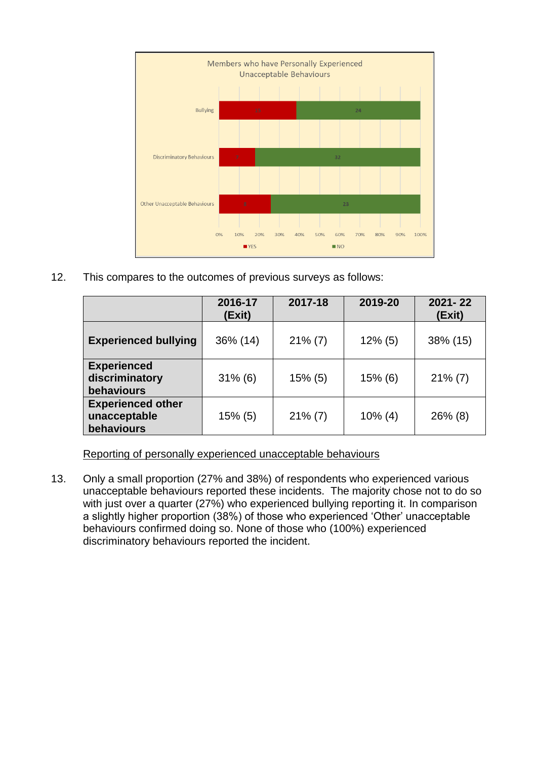Members who have Personally Experienced Unacceptable Behaviours

| | YES | NO |
|---|---|---|
| Bullying | 15 | 24 |
| Discriminatory Behaviours | 7 | 32 |
| Other Unacceptable Behaviours | 8 | 23 |

12. This compares to the outcomes of previous surveys as follows:

| | 2016-17 (Exit) | 2017-18 | 2019-20 | 2021- 22 (Exit) |
|---|---|---|---|---|
| **Experienced bullying** | 36% (14) | 21% (7) | 12% (5) | 38% (15) |
| **Experienced discriminatory behaviours** | 31% (6) | 15% (5) | 15% (6) | 21% (7) |
| **Experienced other unacceptable behaviours** | 15% (5) | 21% (7) | 10% (4) | 26% (8) |

Reporting of personally experienced unacceptable behaviours

13. Only a small proportion (27% and 38%) of respondents who experienced various unacceptable behaviours reported these incidents. The majority chose not to do so with just over a quarter (27%) who experienced bullying reporting it. In comparison a slightly higher proportion (38%) of those who experienced 'Other' unacceptable behaviours confirmed doing so. None of those who (100%) experienced discriminatory behaviours reported the incident.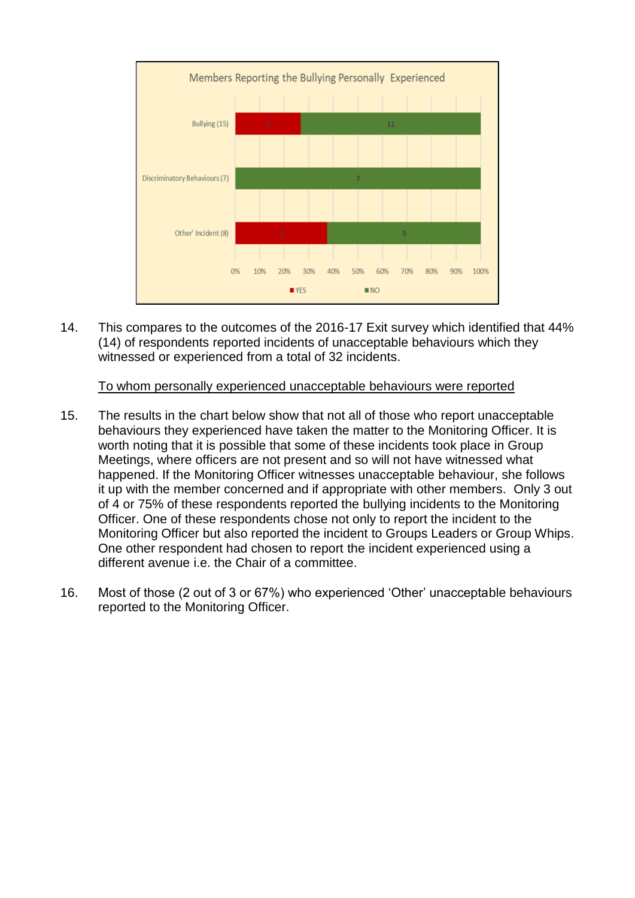**Members Reporting the Bullying Personally Experienced**

| | YES | NO |
|---|---|---|
| Bullying (15) | 4 | 11 |
| Discriminatory Behaviours (7) | | 7 |
| Other' Incident (8) | 3 | 5 |

14. This compares to the outcomes of the 2016-17 Exit survey which identified that 44% (14) of respondents reported incidents of unacceptable behaviours which they witnessed or experienced from a total of 32 incidents.

<u>To whom personally experienced unacceptable behaviours were reported</u>

15. The results in the chart below show that not all of those who report unacceptable behaviours they experienced have taken the matter to the Monitoring Officer. It is worth noting that it is possible that some of these incidents took place in Group Meetings, where officers are not present and so will not have witnessed what happened. If the Monitoring Officer witnesses unacceptable behaviour, she follows it up with the member concerned and if appropriate with other members. Only 3 out of 4 or 75% of these respondents reported the bullying incidents to the Monitoring Officer. One of these respondents chose not only to report the incident to the Monitoring Officer but also reported the incident to Groups Leaders or Group Whips. One other respondent had chosen to report the incident experienced using a different avenue i.e. the Chair of a committee.

16. Most of those (2 out of 3 or 67%) who experienced 'Other' unacceptable behaviours reported to the Monitoring Officer.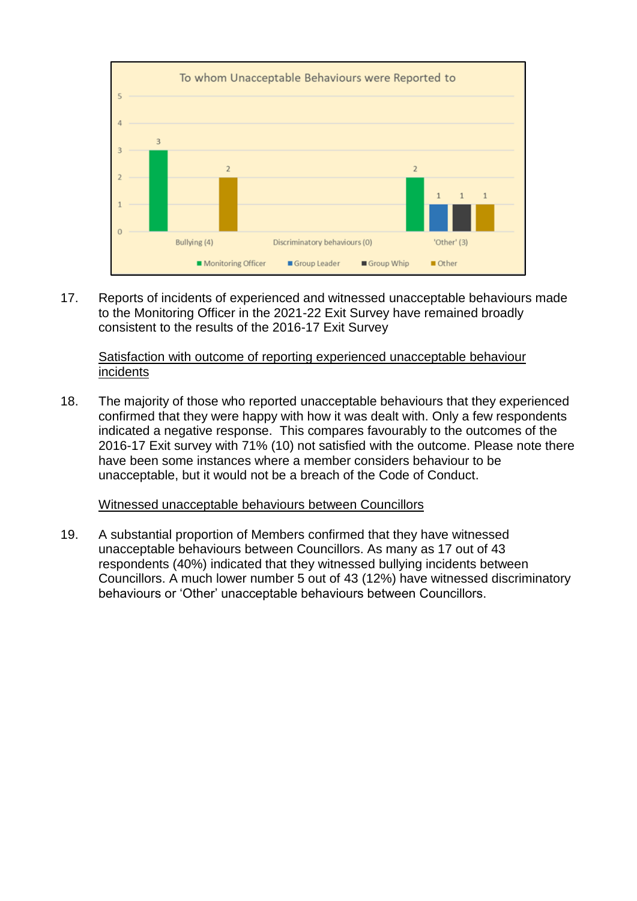**To whom Unacceptable Behaviours were Reported to**

| | Monitoring Officer | Group Leader | Group Whip | Other |
|---|---|---|---|---|
| Bullying (4) | 3 | | | 2 |
| Discriminatory behaviours (0) | | | | |
| 'Other' (3) | 2 | 1 | 1 | 1 |

17. Reports of incidents of experienced and witnessed unacceptable behaviours made to the Monitoring Officer in the 2021-22 Exit Survey have remained broadly consistent to the results of the 2016-17 Exit Survey

<u>Satisfaction with outcome of reporting experienced unacceptable behaviour incidents</u>

18. The majority of those who reported unacceptable behaviours that they experienced confirmed that they were happy with how it was dealt with. Only a few respondents indicated a negative response. This compares favourably to the outcomes of the 2016-17 Exit survey with 71% (10) not satisfied with the outcome. Please note there have been some instances where a member considers behaviour to be unacceptable, but it would not be a breach of the Code of Conduct.

<u>Witnessed unacceptable behaviours between Councillors</u>

19. A substantial proportion of Members confirmed that they have witnessed unacceptable behaviours between Councillors. As many as 17 out of 43 respondents (40%) indicated that they witnessed bullying incidents between Councillors. A much lower number 5 out of 43 (12%) have witnessed discriminatory behaviours or 'Other' unacceptable behaviours between Councillors.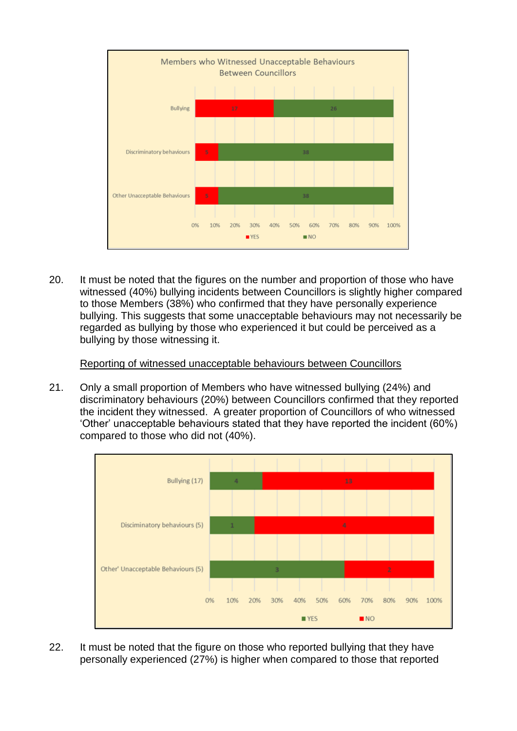Members who Witnessed Unacceptable Behaviours Between Councillors

| | YES | NO |
|---|---|---|
| Bullying | 17 | 26 |
| Discriminatory behaviours | 5 | 38 |
| Other Unacceptable Behaviours | 5 | 38 |

20. It must be noted that the figures on the number and proportion of those who have witnessed (40%) bullying incidents between Councillors is slightly higher compared to those Members (38%) who confirmed that they have personally experience bullying. This suggests that some unacceptable behaviours may not necessarily be regarded as bullying by those who experienced it but could be perceived as a bullying by those witnessing it.

<u>Reporting of witnessed unacceptable behaviours between Councillors</u>

21. Only a small proportion of Members who have witnessed bullying (24%) and discriminatory behaviours (20%) between Councillors confirmed that they reported the incident they witnessed. A greater proportion of Councillors of who witnessed 'Other' unacceptable behaviours stated that they have reported the incident (60%) compared to those who did not (40%).

| | YES | NO |
|---|---|---|
| Bullying (17) | 4 | 13 |
| Discinatory behaviours (5) | 1 | 4 |
| Other' Unacceptable Behaviours (5) | 3 | 2 |

22. It must be noted that the figure on those who reported bullying that they have personally experienced (27%) is higher when compared to those that reported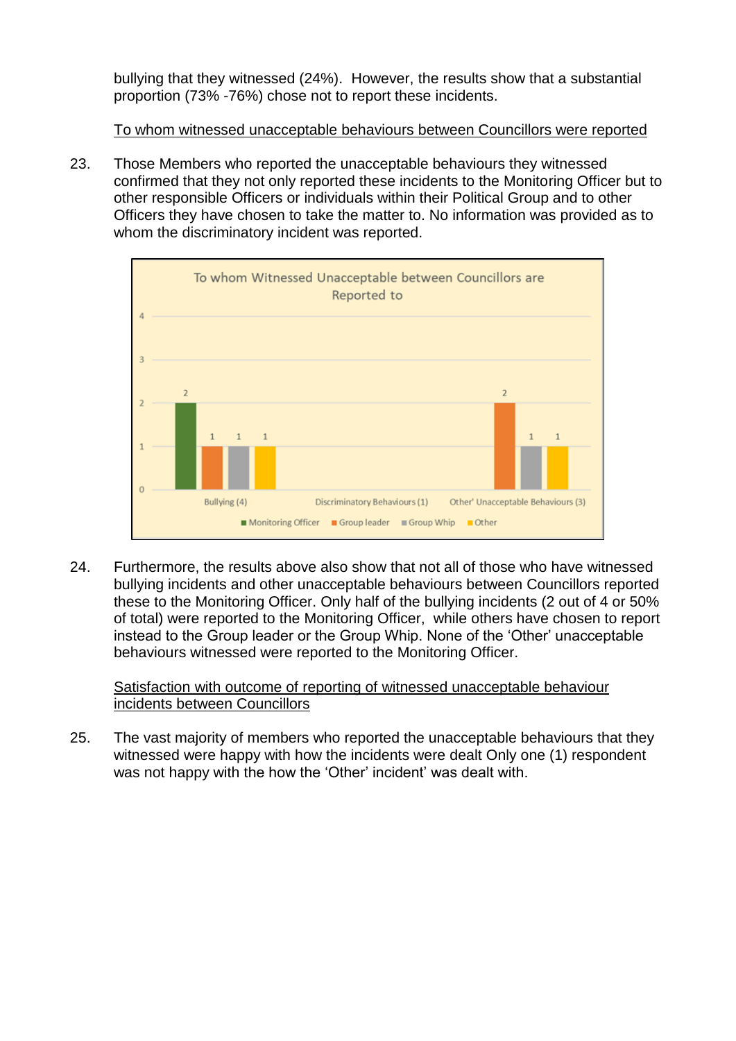bullying that they witnessed (24%). However, the results show that a substantial proportion (73% -76%) chose not to report these incidents.

To whom witnessed unacceptable behaviours between Councillors were reported

23. Those Members who reported the unacceptable behaviours they witnessed confirmed that they not only reported these incidents to the Monitoring Officer but to other responsible Officers or individuals within their Political Group and to other Officers they have chosen to take the matter to. No information was provided as to whom the discriminatory incident was reported.

**To whom Witnessed Unacceptable between Councillors are Reported to**

| | Monitoring Officer | Group leader | Group Whip | Other |
|---|---|---|---|---|
| Bullying (4) | 2 | 1 | 1 | 1 |
| Discriminatory Behaviours (1) | | | | |
| Other' Unacceptable Behaviours (3) | | 2 | 1 | 1 |

24. Furthermore, the results above also show that not all of those who have witnessed bullying incidents and other unacceptable behaviours between Councillors reported these to the Monitoring Officer. Only half of the bullying incidents (2 out of 4 or 50% of total) were reported to the Monitoring Officer, while others have chosen to report instead to the Group leader or the Group Whip. None of the 'Other' unacceptable behaviours witnessed were reported to the Monitoring Officer.

Satisfaction with outcome of reporting of witnessed unacceptable behaviour incidents between Councillors

25. The vast majority of members who reported the unacceptable behaviours that they witnessed were happy with how the incidents were dealt Only one (1) respondent was not happy with the how the 'Other' incident' was dealt with.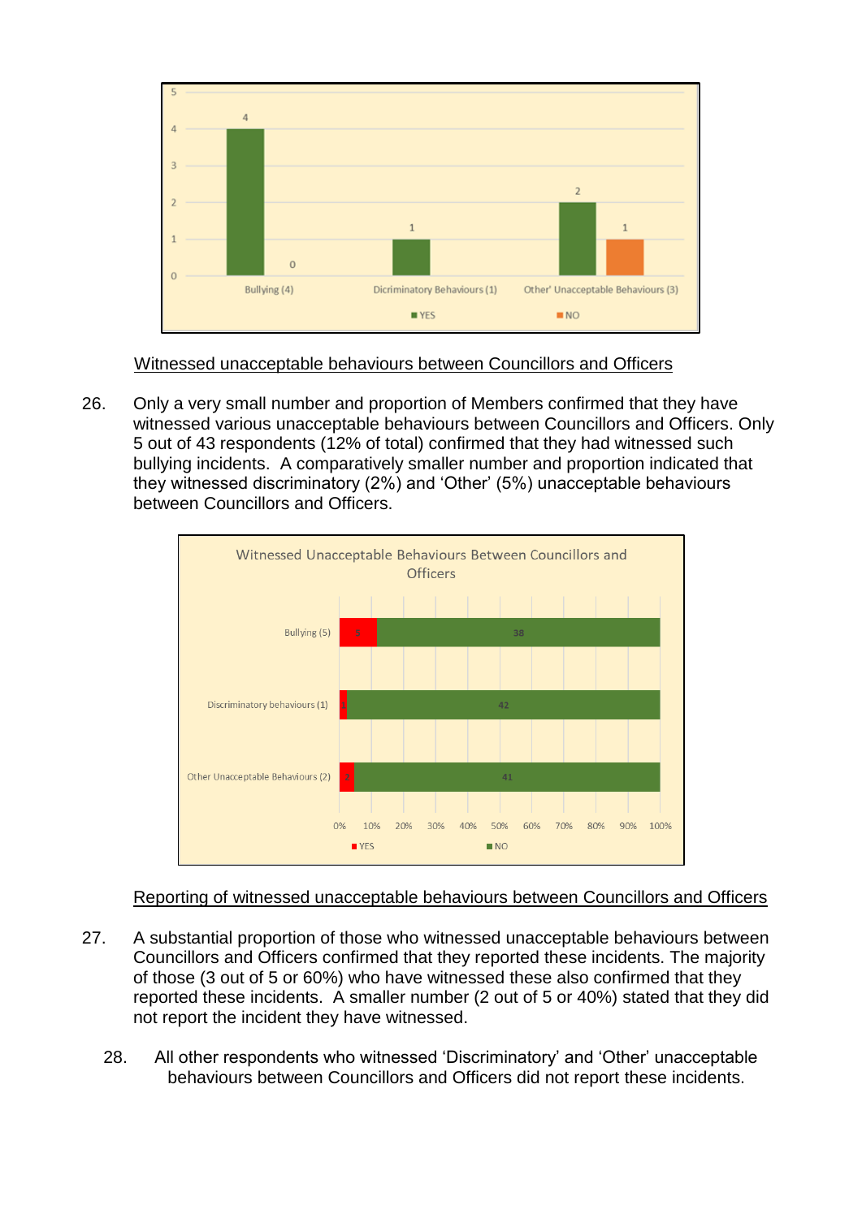| | YES | NO |
|---|---|---|
| Bullying (4) | 4 | 0 |
| Dicriminatory Behaviours (1) | 1 | |
| Other' Unacceptable Behaviours (3) | 2 | 1 |

Witnessed unacceptable behaviours between Councillors and Officers

26. Only a very small number and proportion of Members confirmed that they have witnessed various unacceptable behaviours between Councillors and Officers. Only 5 out of 43 respondents (12% of total) confirmed that they had witnessed such bullying incidents. A comparatively smaller number and proportion indicated that they witnessed discriminatory (2%) and 'Other' (5%) unacceptable behaviours between Councillors and Officers.

**Witnessed Unacceptable Behaviours Between Councillors and Officers**

| | YES | NO |
|---|---|---|
| Bullying (5) | 5 | 38 |
| Discriminatory behaviours (1) | 1 | 42 |
| Other Unacceptable Behaviours (2) | 2 | 41 |

Reporting of witnessed unacceptable behaviours between Councillors and Officers

27. A substantial proportion of those who witnessed unacceptable behaviours between Councillors and Officers confirmed that they reported these incidents. The majority of those (3 out of 5 or 60%) who have witnessed these also confirmed that they reported these incidents. A smaller number (2 out of 5 or 40%) stated that they did not report the incident they have witnessed.

28. All other respondents who witnessed 'Discriminatory' and 'Other' unacceptable behaviours between Councillors and Officers did not report these incidents.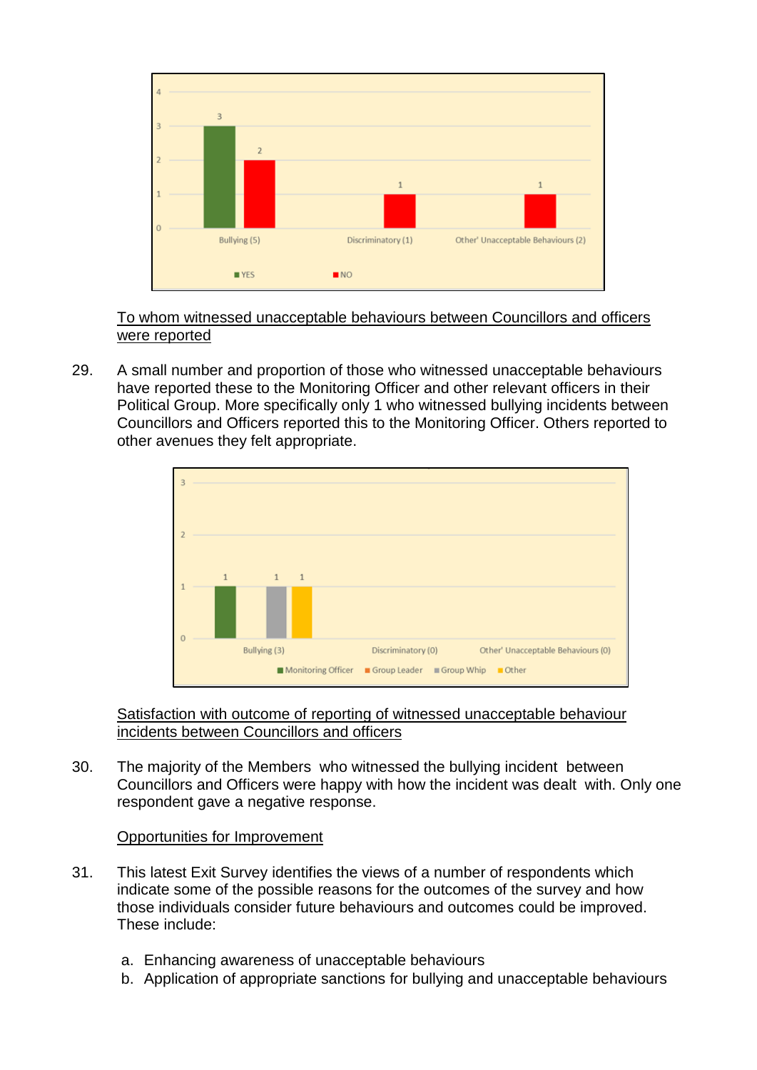To whom witnessed unacceptable behaviours between Councillors and officers were reported

29. A small number and proportion of those who witnessed unacceptable behaviours have reported these to the Monitoring Officer and other relevant officers in their Political Group. More specifically only 1 who witnessed bullying incidents between Councillors and Officers reported this to the Monitoring Officer. Others reported to other avenues they felt appropriate.

Satisfaction with outcome of reporting of witnessed unacceptable behaviour incidents between Councillors and officers

30. The majority of the Members who witnessed the bullying incident between Councillors and Officers were happy with how the incident was dealt with. Only one respondent gave a negative response.

Opportunities for Improvement

31. This latest Exit Survey identifies the views of a number of respondents which indicate some of the possible reasons for the outcomes of the survey and how those individuals consider future behaviours and outcomes could be improved. These include:

   a. Enhancing awareness of unacceptable behaviours
   b. Application of appropriate sanctions for bullying and unacceptable behaviours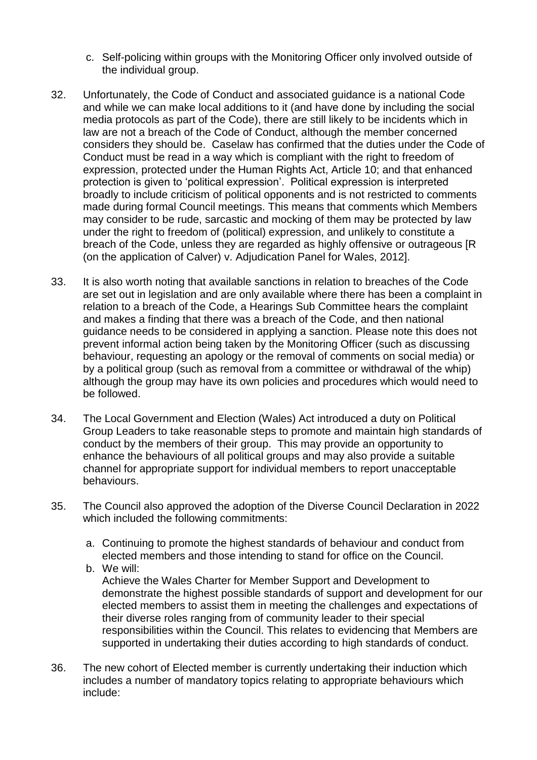c. Self-policing within groups with the Monitoring Officer only involved outside of the individual group.

32. Unfortunately, the Code of Conduct and associated guidance is a national Code and while we can make local additions to it (and have done by including the social media protocols as part of the Code), there are still likely to be incidents which in law are not a breach of the Code of Conduct, although the member concerned considers they should be. Caselaw has confirmed that the duties under the Code of Conduct must be read in a way which is compliant with the right to freedom of expression, protected under the Human Rights Act, Article 10; and that enhanced protection is given to 'political expression'. Political expression is interpreted broadly to include criticism of political opponents and is not restricted to comments made during formal Council meetings. This means that comments which Members may consider to be rude, sarcastic and mocking of them may be protected by law under the right to freedom of (political) expression, and unlikely to constitute a breach of the Code, unless they are regarded as highly offensive or outrageous [R (on the application of Calver) v. Adjudication Panel for Wales, 2012].

33. It is also worth noting that available sanctions in relation to breaches of the Code are set out in legislation and are only available where there has been a complaint in relation to a breach of the Code, a Hearings Sub Committee hears the complaint and makes a finding that there was a breach of the Code, and then national guidance needs to be considered in applying a sanction. Please note this does not prevent informal action being taken by the Monitoring Officer (such as discussing behaviour, requesting an apology or the removal of comments on social media) or by a political group (such as removal from a committee or withdrawal of the whip) although the group may have its own policies and procedures which would need to be followed.

34. The Local Government and Election (Wales) Act introduced a duty on Political Group Leaders to take reasonable steps to promote and maintain high standards of conduct by the members of their group. This may provide an opportunity to enhance the behaviours of all political groups and may also provide a suitable channel for appropriate support for individual members to report unacceptable behaviours.

35. The Council also approved the adoption of the Diverse Council Declaration in 2022 which included the following commitments:

    a. Continuing to promote the highest standards of behaviour and conduct from elected members and those intending to stand for office on the Council.
    b. We will:
       Achieve the Wales Charter for Member Support and Development to demonstrate the highest possible standards of support and development for our elected members to assist them in meeting the challenges and expectations of their diverse roles ranging from of community leader to their special responsibilities within the Council. This relates to evidencing that Members are supported in undertaking their duties according to high standards of conduct.

36. The new cohort of Elected member is currently undertaking their induction which includes a number of mandatory topics relating to appropriate behaviours which include: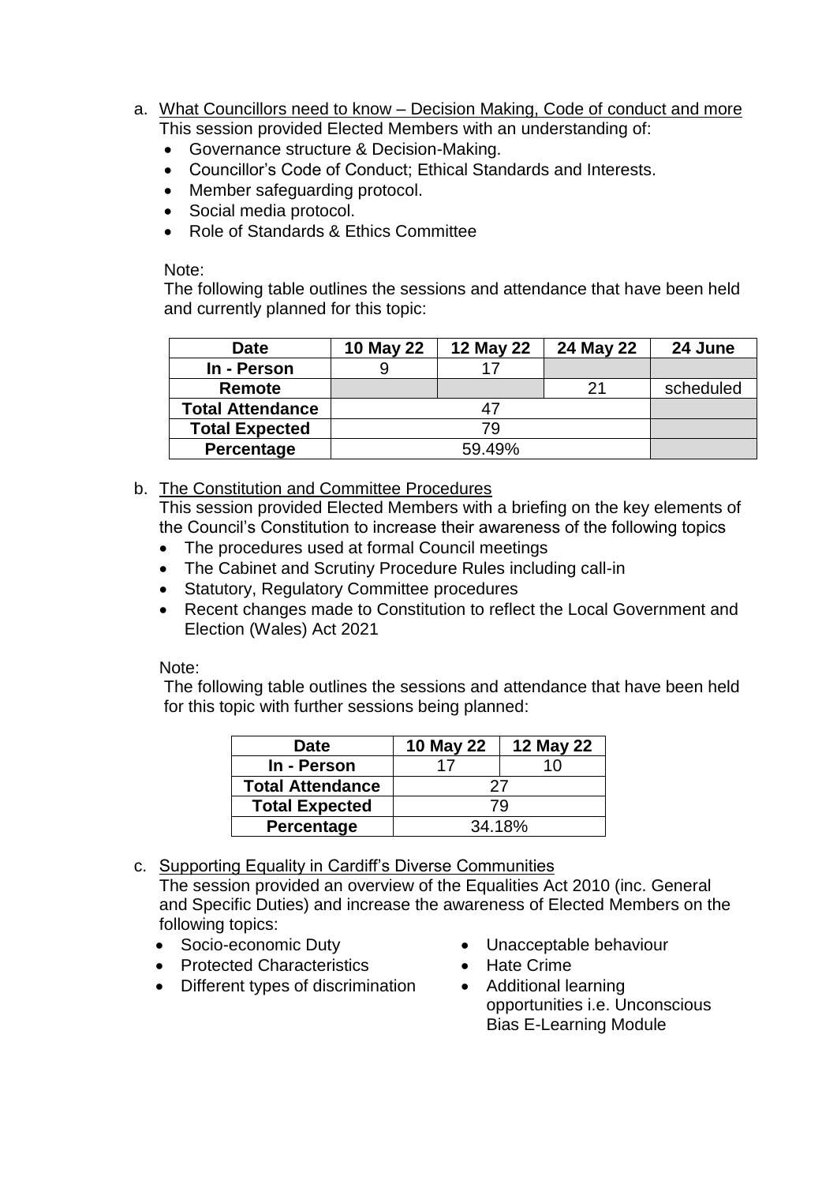a. <u>What Councillors need to know – Decision Making, Code of conduct and more</u>

   This session provided Elected Members with an understanding of:

   - Governance structure & Decision-Making.
   - Councillor's Code of Conduct; Ethical Standards and Interests.
   - Member safeguarding protocol.
   - Social media protocol.
   - Role of Standards & Ethics Committee

   Note:

   The following table outlines the sessions and attendance that have been held and currently planned for this topic:

| Date | 10 May 22 | 12 May 22 | 24 May 22 | 24 June |
|---|---|---|---|---|
| In - Person | 9 | 17 | | |
| Remote | | | 21 | scheduled |
| Total Attendance | 47 | | | |
| Total Expected | 79 | | | |
| Percentage | 59.49% | | | |

b. <u>The Constitution and Committee Procedures</u>

   This session provided Elected Members with a briefing on the key elements of the Council's Constitution to increase their awareness of the following topics

   - The procedures used at formal Council meetings
   - The Cabinet and Scrutiny Procedure Rules including call-in
   - Statutory, Regulatory Committee procedures
   - Recent changes made to Constitution to reflect the Local Government and Election (Wales) Act 2021

   Note:

   The following table outlines the sessions and attendance that have been held for this topic with further sessions being planned:

| Date | 10 May 22 | 12 May 22 |
|---|---|---|
| In - Person | 17 | 10 |
| Total Attendance | 27 | |
| Total Expected | 79 | |
| Percentage | 34.18% | |

c. <u>Supporting Equality in Cardiff's Diverse Communities</u>

   The session provided an overview of the Equalities Act 2010 (inc. General and Specific Duties) and increase the awareness of Elected Members on the following topics:

   - Socio-economic Duty
   - Protected Characteristics
   - Different types of discrimination
   - Unacceptable behaviour
   - Hate Crime
   - Additional learning opportunities i.e. Unconscious Bias E-Learning Module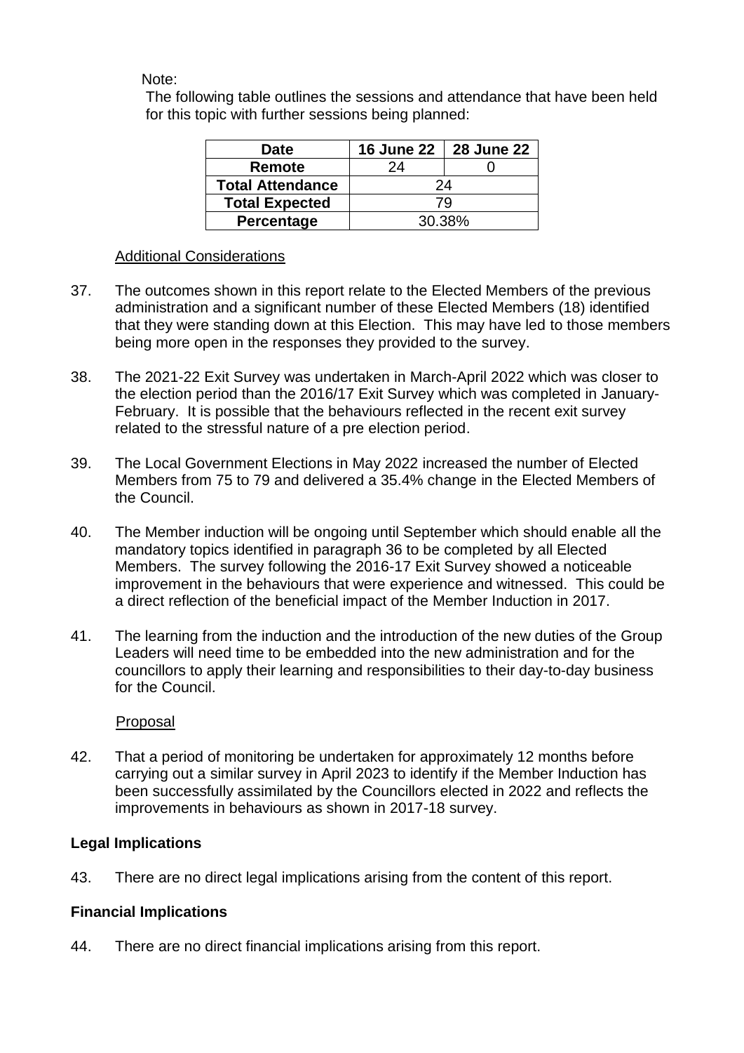Note:

The following table outlines the sessions and attendance that have been held for this topic with further sessions being planned:

| Date | 16 June 22 | 28 June 22 |
|---|---|---|
| Remote | 24 | 0 |
| Total Attendance | 24 | |
| Total Expected | 79 | |
| Percentage | 30.38% | |

Additional Considerations

37. The outcomes shown in this report relate to the Elected Members of the previous administration and a significant number of these Elected Members (18) identified that they were standing down at this Election. This may have led to those members being more open in the responses they provided to the survey.

38. The 2021-22 Exit Survey was undertaken in March-April 2022 which was closer to the election period than the 2016/17 Exit Survey which was completed in January-February. It is possible that the behaviours reflected in the recent exit survey related to the stressful nature of a pre election period.

39. The Local Government Elections in May 2022 increased the number of Elected Members from 75 to 79 and delivered a 35.4% change in the Elected Members of the Council.

40. The Member induction will be ongoing until September which should enable all the mandatory topics identified in paragraph 36 to be completed by all Elected Members. The survey following the 2016-17 Exit Survey showed a noticeable improvement in the behaviours that were experience and witnessed. This could be a direct reflection of the beneficial impact of the Member Induction in 2017.

41. The learning from the induction and the introduction of the new duties of the Group Leaders will need time to be embedded into the new administration and for the councillors to apply their learning and responsibilities to their day-to-day business for the Council.

Proposal

42. That a period of monitoring be undertaken for approximately 12 months before carrying out a similar survey in April 2023 to identify if the Member Induction has been successfully assimilated by the Councillors elected in 2022 and reflects the improvements in behaviours as shown in 2017-18 survey.

**Legal Implications**

43. There are no direct legal implications arising from the content of this report.

**Financial Implications**

44. There are no direct financial implications arising from this report.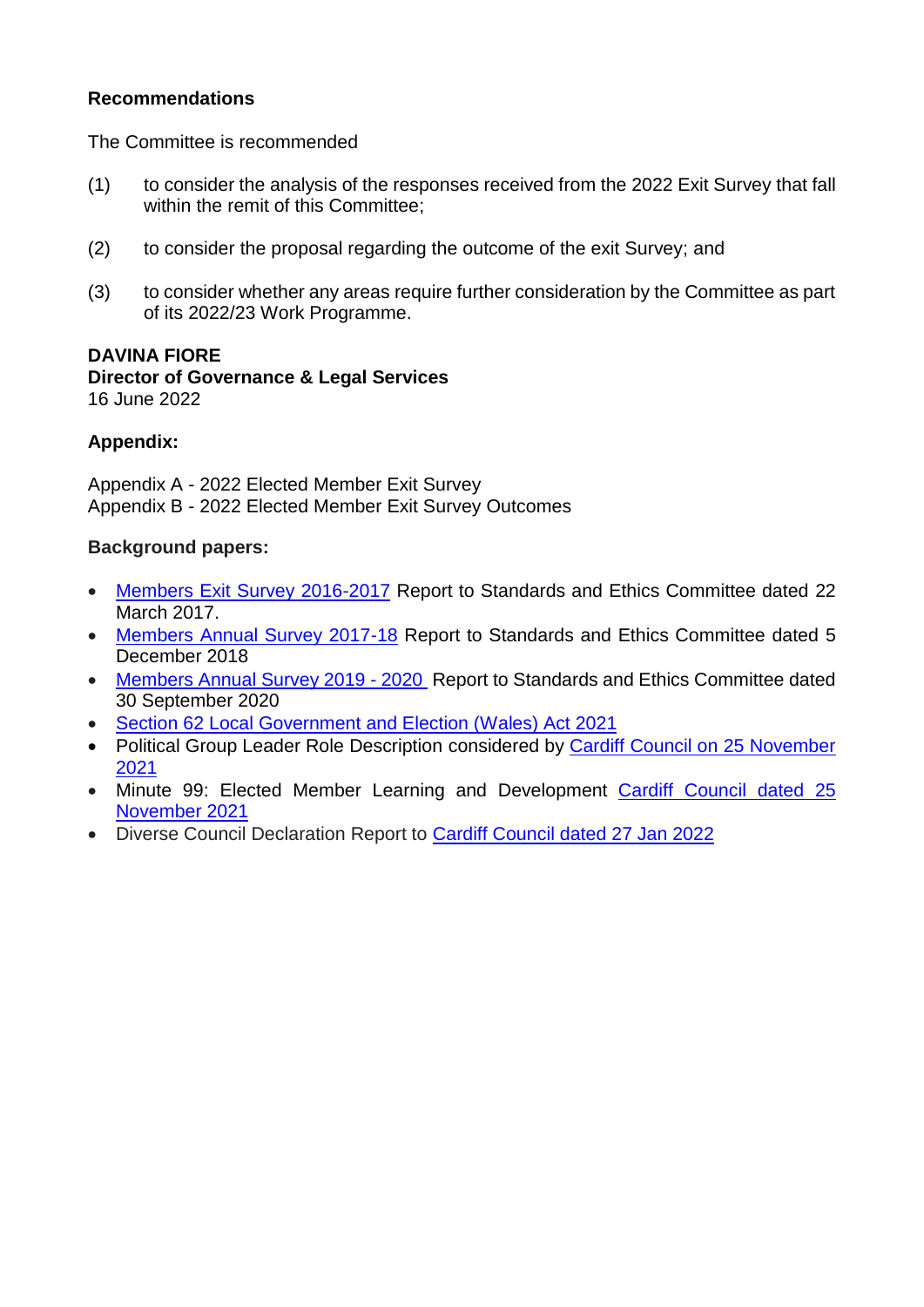**Recommendations**

The Committee is recommended

(1) to consider the analysis of the responses received from the 2022 Exit Survey that fall within the remit of this Committee;

(2) to consider the proposal regarding the outcome of the exit Survey; and

(3) to consider whether any areas require further consideration by the Committee as part of its 2022/23 Work Programme.

**DAVINA FIORE**
**Director of Governance & Legal Services**
16 June 2022

**Appendix:**

Appendix A - 2022 Elected Member Exit Survey
Appendix B - 2022 Elected Member Exit Survey Outcomes

**Background papers:**

- Members Exit Survey 2016-2017 Report to Standards and Ethics Committee dated 22 March 2017.
- Members Annual Survey 2017-18 Report to Standards and Ethics Committee dated 5 December 2018
- Members Annual Survey 2019 - 2020 Report to Standards and Ethics Committee dated 30 September 2020
- Section 62 Local Government and Election (Wales) Act 2021
- Political Group Leader Role Description considered by Cardiff Council on 25 November 2021
- Minute 99: Elected Member Learning and Development Cardiff Council dated 25 November 2021
- Diverse Council Declaration Report to Cardiff Council dated 27 Jan 2022